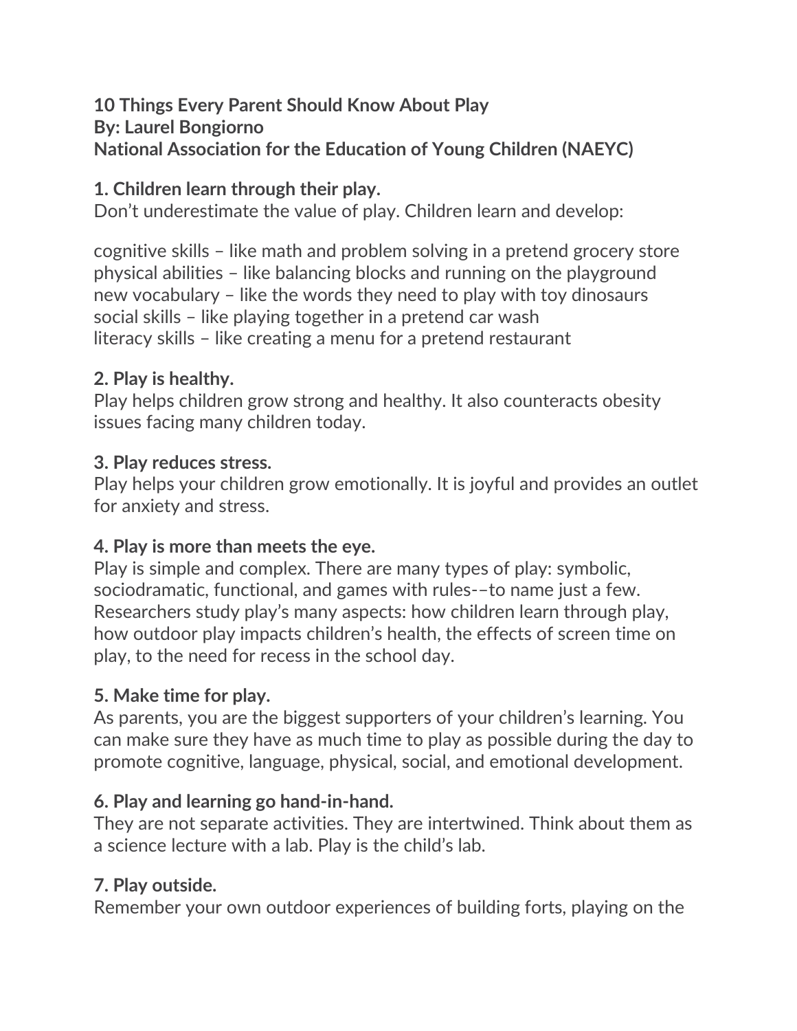**10 Things Every Parent Should Know About Play**
**By: Laurel Bongiorno**
**National Association for the Education of Young Children (NAEYC)**

**1. Children learn through their play.**
Don't underestimate the value of play. Children learn and develop:

cognitive skills – like math and problem solving in a pretend grocery store
physical abilities – like balancing blocks and running on the playground
new vocabulary – like the words they need to play with toy dinosaurs
social skills – like playing together in a pretend car wash
literacy skills – like creating a menu for a pretend restaurant

**2. Play is healthy.**
Play helps children grow strong and healthy. It also counteracts obesity issues facing many children today.

**3. Play reduces stress.**
Play helps your children grow emotionally. It is joyful and provides an outlet for anxiety and stress.

**4. Play is more than meets the eye.**
Play is simple and complex. There are many types of play: symbolic, sociodramatic, functional, and games with rules-–to name just a few. Researchers study play's many aspects: how children learn through play, how outdoor play impacts children's health, the effects of screen time on play, to the need for recess in the school day.

**5. Make time for play.**
As parents, you are the biggest supporters of your children's learning. You can make sure they have as much time to play as possible during the day to promote cognitive, language, physical, social, and emotional development.

**6. Play and learning go hand-in-hand.**
They are not separate activities. They are intertwined. Think about them as a science lecture with a lab. Play is the child's lab.

**7. Play outside.**
Remember your own outdoor experiences of building forts, playing on the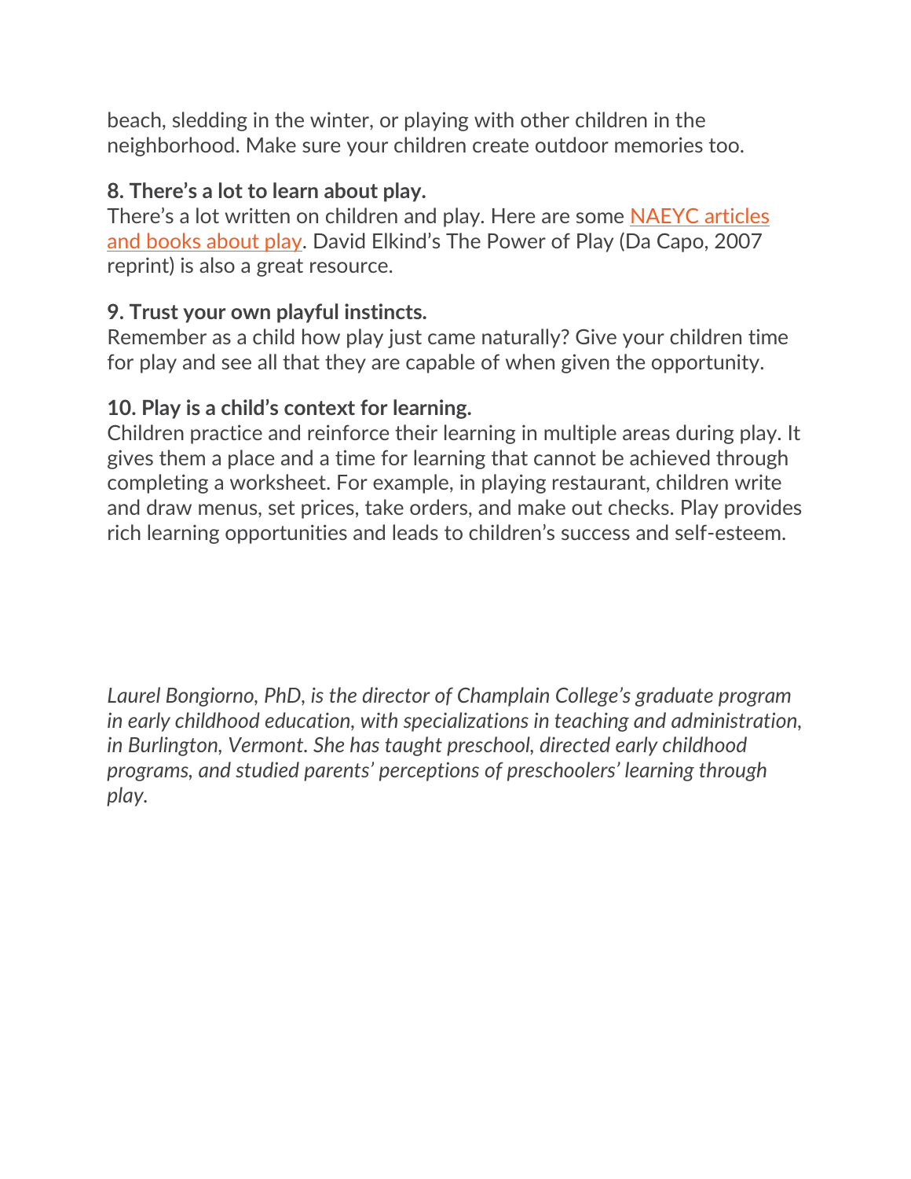beach, sledding in the winter, or playing with other children in the neighborhood. Make sure your children create outdoor memories too.

**8. There's a lot to learn about play.**
There's a lot written on children and play. Here are some [NAEYC articles and books about play](). David Elkind's The Power of Play (Da Capo, 2007 reprint) is also a great resource.

**9. Trust your own playful instincts.**
Remember as a child how play just came naturally? Give your children time for play and see all that they are capable of when given the opportunity.

**10. Play is a child's context for learning.**
Children practice and reinforce their learning in multiple areas during play. It gives them a place and a time for learning that cannot be achieved through completing a worksheet. For example, in playing restaurant, children write and draw menus, set prices, take orders, and make out checks. Play provides rich learning opportunities and leads to children's success and self-esteem.

*Laurel Bongiorno, PhD, is the director of Champlain College's graduate program in early childhood education, with specializations in teaching and administration, in Burlington, Vermont. She has taught preschool, directed early childhood programs, and studied parents' perceptions of preschoolers' learning through play.*